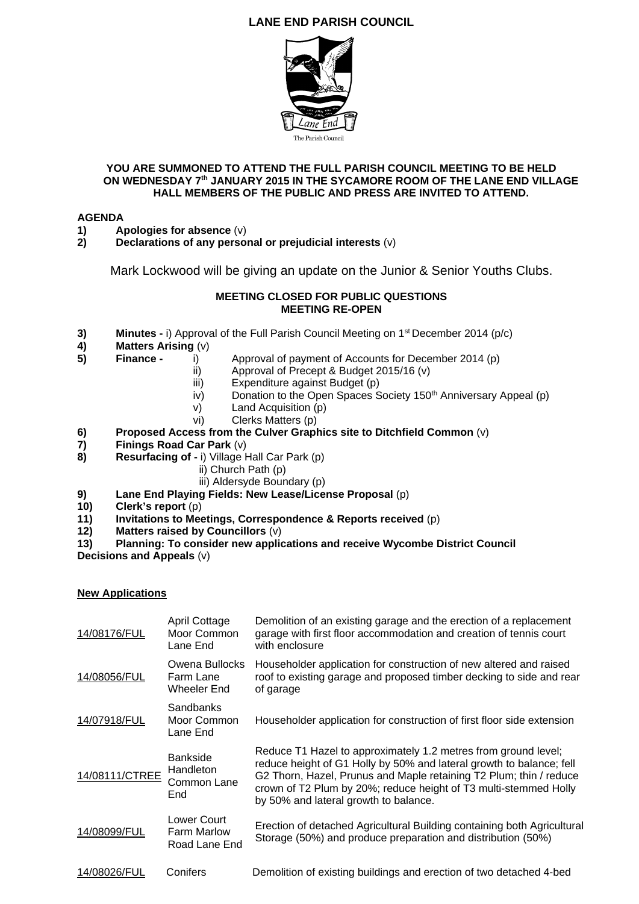# LANE END PARISH COUNCIL

**YOU ARE SUMMONED TO ATTEND THE FULL PARISH COUNCIL MEETING TO BE HELD ON WEDNESDAY 7th JANUARY 2015 IN THE SYCAMORE ROOM OF THE LANE END VILLAGE HALL MEMBERS OF THE PUBLIC AND PRESS ARE INVITED TO ATTEND.**

**AGENDA**

1) **Apologies for absence** (v)
2) **Declarations of any personal or prejudicial interests** (v)

Mark Lockwood will be giving an update on the Junior & Senior Youths Clubs.

**MEETING CLOSED FOR PUBLIC QUESTIONS**
**MEETING RE-OPEN**

3) **Minutes -** i) Approval of the Full Parish Council Meeting on 1st December 2014 (p/c)
4) **Matters Arising** (v)
5) **Finance -**
   i) Approval of payment of Accounts for December 2014 (p)
   ii) Approval of Precept & Budget 2015/16 (v)
   iii) Expenditure against Budget (p)
   iv) Donation to the Open Spaces Society 150th Anniversary Appeal (p)
   v) Land Acquisition (p)
   vi) Clerks Matters (p)
6) **Proposed Access from the Culver Graphics site to Ditchfield Common** (v)
7) **Finings Road Car Park** (v)
8) **Resurfacing of -** i) Village Hall Car Park (p)
   ii) Church Path (p)
   iii) Aldersyde Boundary (p)
9) **Lane End Playing Fields: New Lease/License Proposal** (p)
10) **Clerk's report** (p)
11) **Invitations to Meetings, Correspondence & Reports received** (p)
12) **Matters raised by Councillors** (v)
13) **Planning: To consider new applications and receive Wycombe District Council Decisions and Appeals** (v)

**New Applications**

| | | |
|---|---|---|
| 14/08176/FUL | April Cottage Moor Common Lane End | Demolition of an existing garage and the erection of a replacement garage with first floor accommodation and creation of tennis court with enclosure |
| 14/08056/FUL | Owena Bullocks Farm Lane Wheeler End | Householder application for construction of new altered and raised roof to existing garage and proposed timber decking to side and rear of garage |
| 14/07918/FUL | Sandbanks Moor Common Lane End | Householder application for construction of first floor side extension |
| 14/08111/CTREE | Bankside Handleton Common Lane End | Reduce T1 Hazel to approximately 1.2 metres from ground level; reduce height of G1 Holly by 50% and lateral growth to balance; fell G2 Thorn, Hazel, Prunus and Maple retaining T2 Plum; thin / reduce crown of T2 Plum by 20%; reduce height of T3 multi-stemmed Holly by 50% and lateral growth to balance. |
| 14/08099/FUL | Lower Court Farm Marlow Road Lane End | Erection of detached Agricultural Building containing both Agricultural Storage (50%) and produce preparation and distribution (50%) |
| 14/08026/FUL | Conifers | Demolition of existing buildings and erection of two detached 4-bed |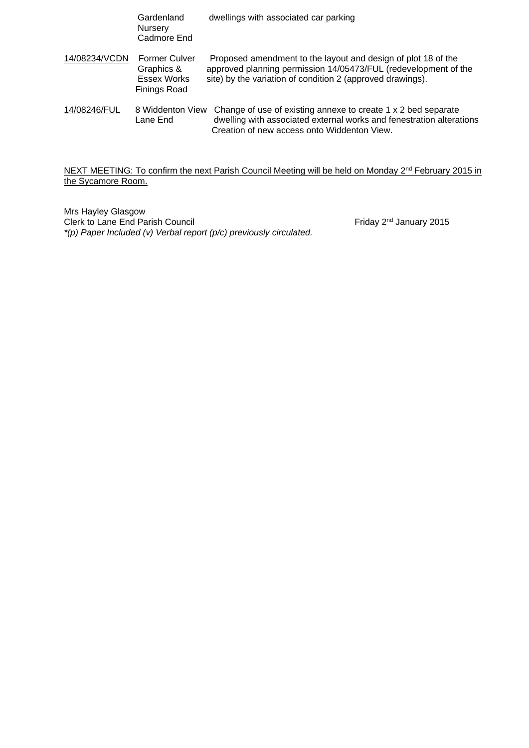| | | |
|---|---|---|
| | Gardenland Nursery Cadmore End | dwellings with associated car parking |
| 14/08234/VCDN | Former Culver Graphics & Essex Works Finings Road | Proposed amendment to the layout and design of plot 18 of the approved planning permission 14/05473/FUL (redevelopment of the site) by the variation of condition 2 (approved drawings). |
| 14/08246/FUL | 8 Widdenton View Lane End | Change of use of existing annexe to create 1 x 2 bed separate dwelling with associated external works and fenestration alterations Creation of new access onto Widdenton View. |

NEXT MEETING: To confirm the next Parish Council Meeting will be held on Monday 2nd February 2015 in the Sycamore Room.

Mrs Hayley Glasgow
Clerk to Lane End Parish Council

Friday 2nd January 2015

*\*(p) Paper Included (v) Verbal report (p/c) previously circulated.*